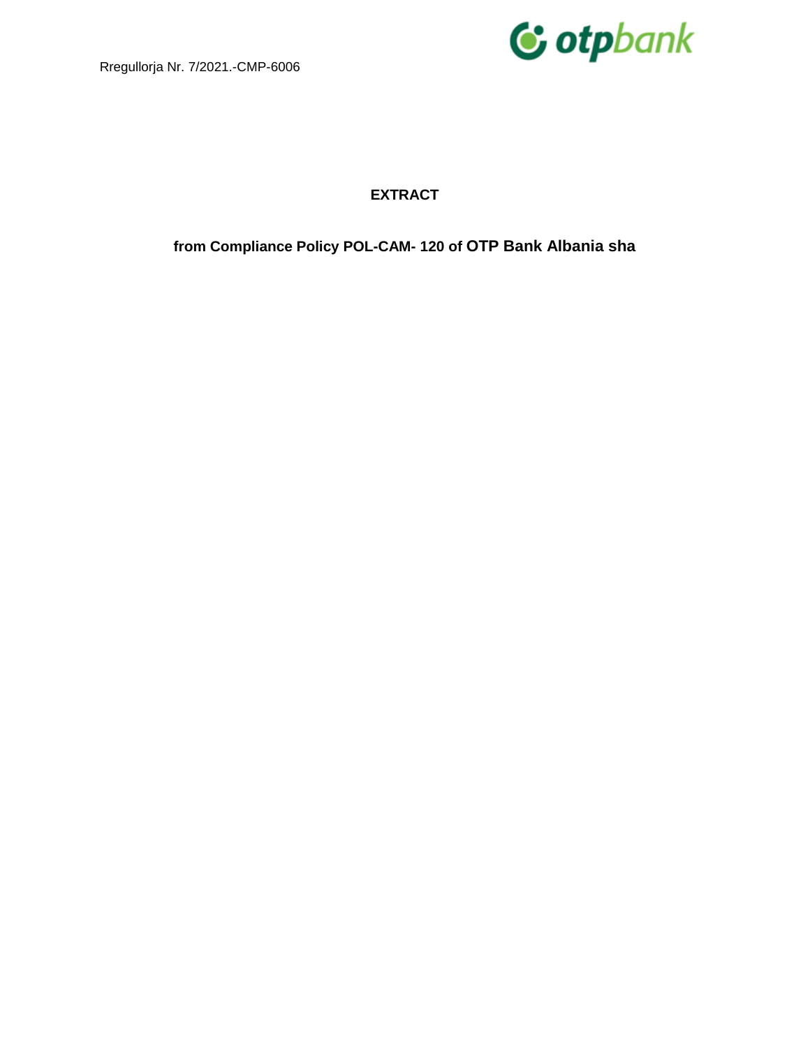Rregullorja Nr. 7/2021.-CMP-6006

# EXTRACT

## from Compliance Policy POL-CAM- 120 of OTP Bank Albania sha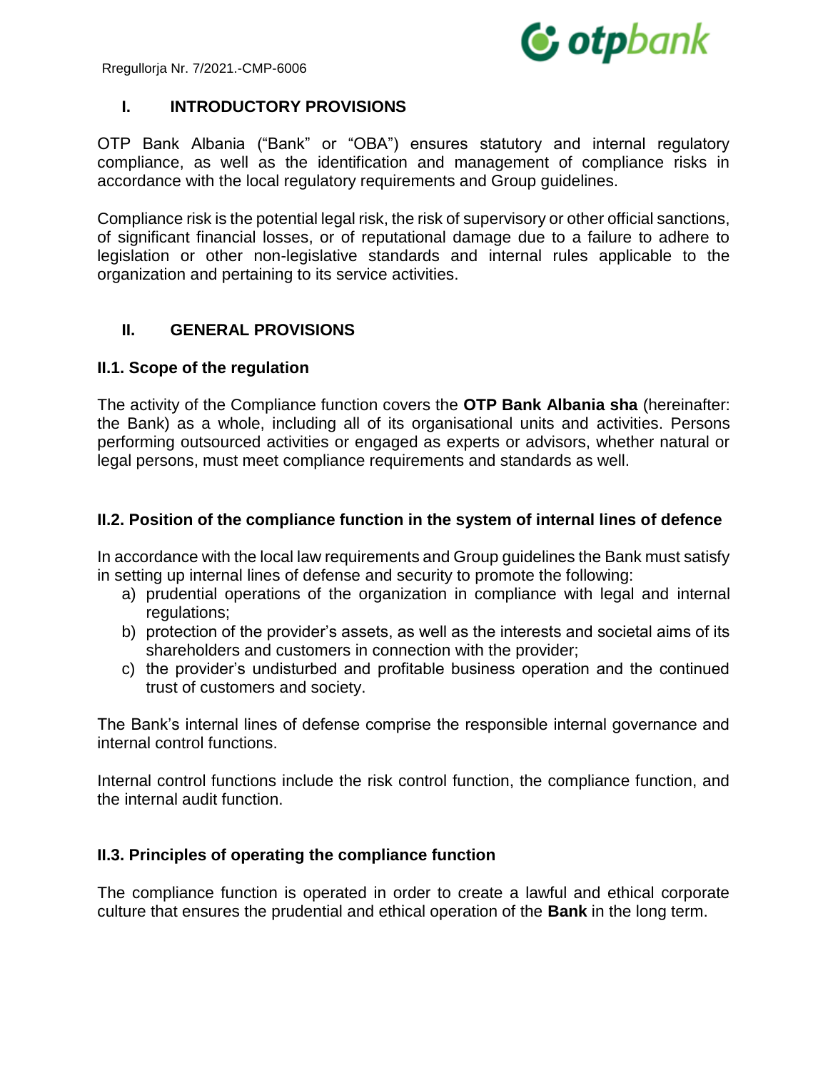## I. INTRODUCTORY PROVISIONS

OTP Bank Albania ("Bank" or "OBA") ensures statutory and internal regulatory compliance, as well as the identification and management of compliance risks in accordance with the local regulatory requirements and Group guidelines.

Compliance risk is the potential legal risk, the risk of supervisory or other official sanctions, of significant financial losses, or of reputational damage due to a failure to adhere to legislation or other non-legislative standards and internal rules applicable to the organization and pertaining to its service activities.

## II. GENERAL PROVISIONS

### II.1. Scope of the regulation

The activity of the Compliance function covers the **OTP Bank Albania sha** (hereinafter: the Bank) as a whole, including all of its organisational units and activities. Persons performing outsourced activities or engaged as experts or advisors, whether natural or legal persons, must meet compliance requirements and standards as well.

### II.2. Position of the compliance function in the system of internal lines of defence

In accordance with the local law requirements and Group guidelines the Bank must satisfy in setting up internal lines of defense and security to promote the following:

a) prudential operations of the organization in compliance with legal and internal regulations;
b) protection of the provider's assets, as well as the interests and societal aims of its shareholders and customers in connection with the provider;
c) the provider's undisturbed and profitable business operation and the continued trust of customers and society.

The Bank's internal lines of defense comprise the responsible internal governance and internal control functions.

Internal control functions include the risk control function, the compliance function, and the internal audit function.

### II.3. Principles of operating the compliance function

The compliance function is operated in order to create a lawful and ethical corporate culture that ensures the prudential and ethical operation of the **Bank** in the long term.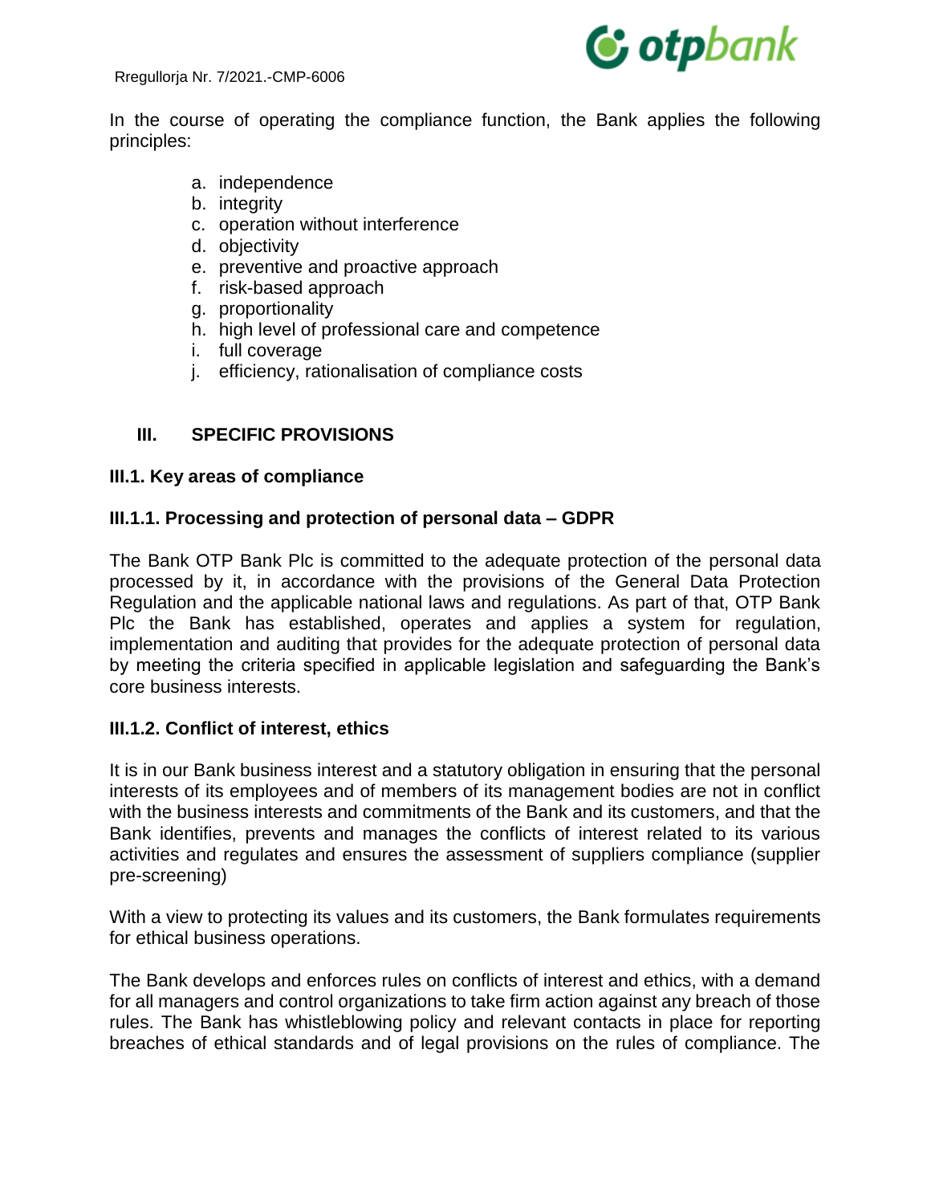In the course of operating the compliance function, the Bank applies the following principles:

a. independence
b. integrity
c. operation without interference
d. objectivity
e. preventive and proactive approach
f. risk-based approach
g. proportionality
h. high level of professional care and competence
i. full coverage
j. efficiency, rationalisation of compliance costs

## III. SPECIFIC PROVISIONS

### III.1. Key areas of compliance

#### III.1.1. Processing and protection of personal data – GDPR

The Bank OTP Bank Plc is committed to the adequate protection of the personal data processed by it, in accordance with the provisions of the General Data Protection Regulation and the applicable national laws and regulations. As part of that, OTP Bank Plc the Bank has established, operates and applies a system for regulation, implementation and auditing that provides for the adequate protection of personal data by meeting the criteria specified in applicable legislation and safeguarding the Bank's core business interests.

#### III.1.2. Conflict of interest, ethics

It is in our Bank business interest and a statutory obligation in ensuring that the personal interests of its employees and of members of its management bodies are not in conflict with the business interests and commitments of the Bank and its customers, and that the Bank identifies, prevents and manages the conflicts of interest related to its various activities and regulates and ensures the assessment of suppliers compliance (supplier pre-screening)

With a view to protecting its values and its customers, the Bank formulates requirements for ethical business operations.

The Bank develops and enforces rules on conflicts of interest and ethics, with a demand for all managers and control organizations to take firm action against any breach of those rules. The Bank has whistleblowing policy and relevant contacts in place for reporting breaches of ethical standards and of legal provisions on the rules of compliance. The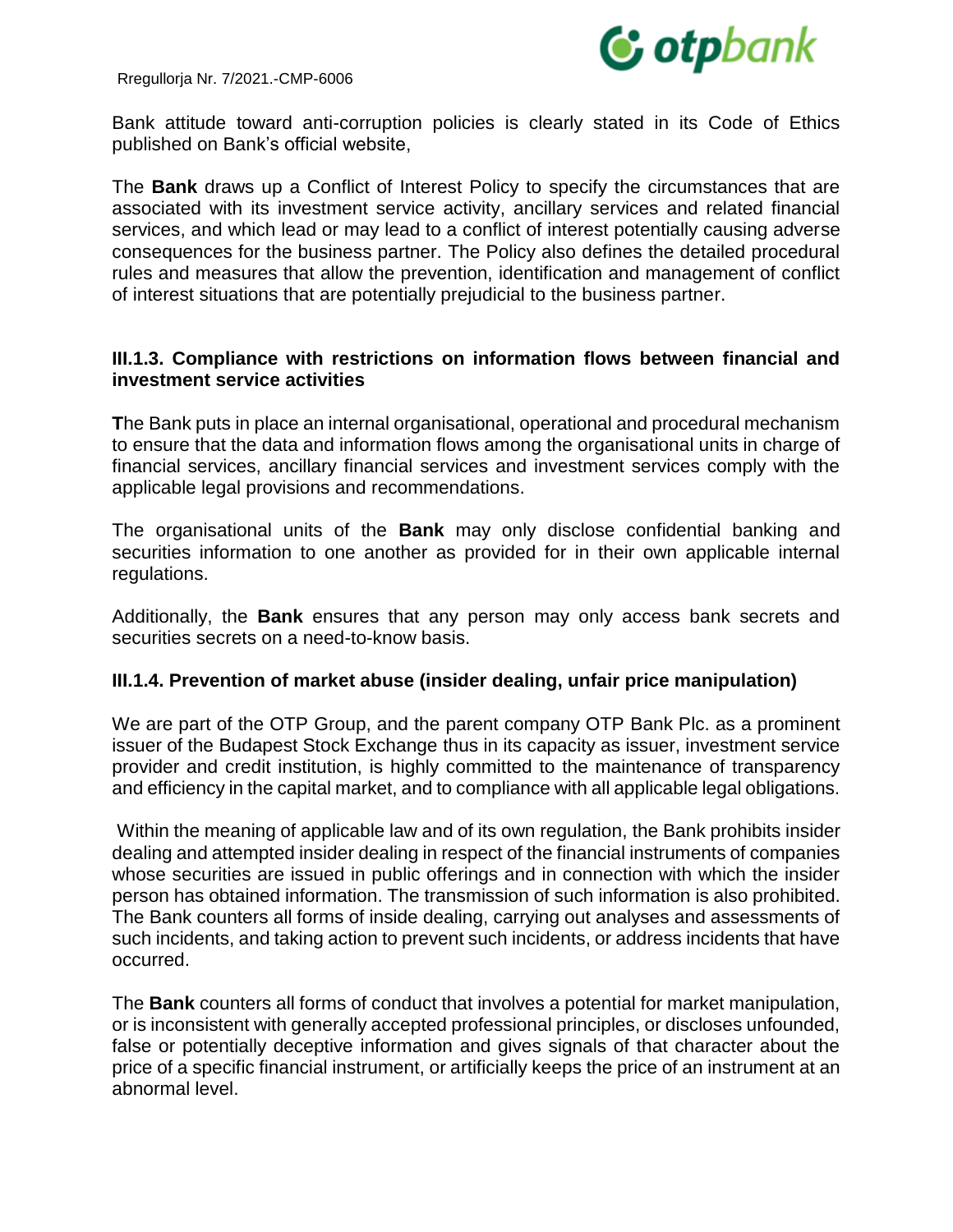Bank attitude toward anti-corruption policies is clearly stated in its Code of Ethics published on Bank's official website,

The **Bank** draws up a Conflict of Interest Policy to specify the circumstances that are associated with its investment service activity, ancillary services and related financial services, and which lead or may lead to a conflict of interest potentially causing adverse consequences for the business partner. The Policy also defines the detailed procedural rules and measures that allow the prevention, identification and management of conflict of interest situations that are potentially prejudicial to the business partner.

### III.1.3. Compliance with restrictions on information flows between financial and investment service activities

**T**he Bank puts in place an internal organisational, operational and procedural mechanism to ensure that the data and information flows among the organisational units in charge of financial services, ancillary financial services and investment services comply with the applicable legal provisions and recommendations.

The organisational units of the **Bank** may only disclose confidential banking and securities information to one another as provided for in their own applicable internal regulations.

Additionally, the **Bank** ensures that any person may only access bank secrets and securities secrets on a need-to-know basis.

### III.1.4. Prevention of market abuse (insider dealing, unfair price manipulation)

We are part of the OTP Group, and the parent company OTP Bank Plc. as a prominent issuer of the Budapest Stock Exchange thus in its capacity as issuer, investment service provider and credit institution, is highly committed to the maintenance of transparency and efficiency in the capital market, and to compliance with all applicable legal obligations.

Within the meaning of applicable law and of its own regulation, the Bank prohibits insider dealing and attempted insider dealing in respect of the financial instruments of companies whose securities are issued in public offerings and in connection with which the insider person has obtained information. The transmission of such information is also prohibited. The Bank counters all forms of inside dealing, carrying out analyses and assessments of such incidents, and taking action to prevent such incidents, or address incidents that have occurred.

The **Bank** counters all forms of conduct that involves a potential for market manipulation, or is inconsistent with generally accepted professional principles, or discloses unfounded, false or potentially deceptive information and gives signals of that character about the price of a specific financial instrument, or artificially keeps the price of an instrument at an abnormal level.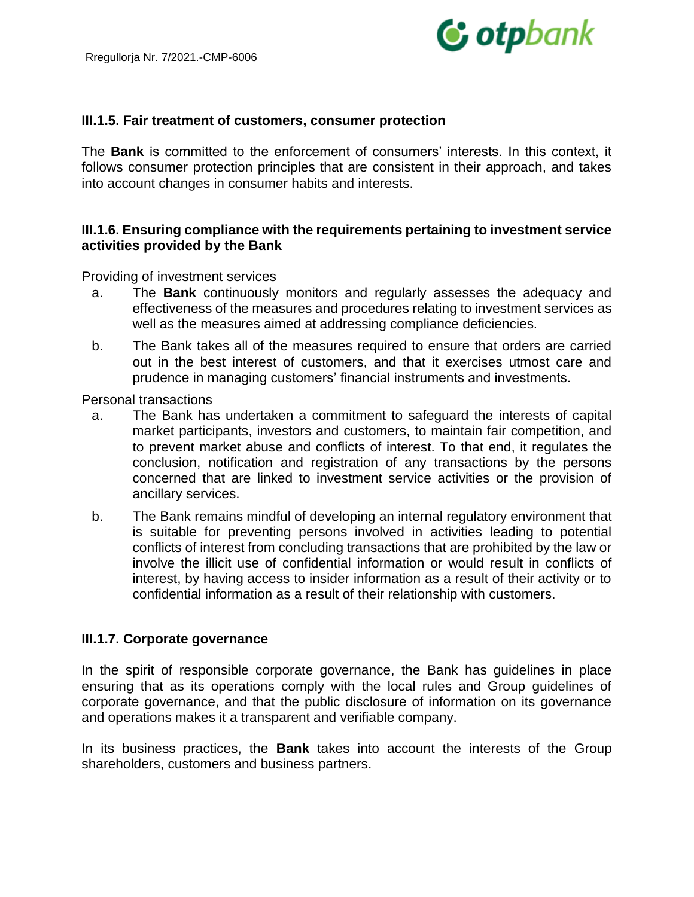### III.1.5. Fair treatment of customers, consumer protection

The **Bank** is committed to the enforcement of consumers' interests. In this context, it follows consumer protection principles that are consistent in their approach, and takes into account changes in consumer habits and interests.

### III.1.6. Ensuring compliance with the requirements pertaining to investment service activities provided by the Bank

Providing of investment services

a. The **Bank** continuously monitors and regularly assesses the adequacy and effectiveness of the measures and procedures relating to investment services as well as the measures aimed at addressing compliance deficiencies.

b. The Bank takes all of the measures required to ensure that orders are carried out in the best interest of customers, and that it exercises utmost care and prudence in managing customers' financial instruments and investments.

Personal transactions

a. The Bank has undertaken a commitment to safeguard the interests of capital market participants, investors and customers, to maintain fair competition, and to prevent market abuse and conflicts of interest. To that end, it regulates the conclusion, notification and registration of any transactions by the persons concerned that are linked to investment service activities or the provision of ancillary services.

b. The Bank remains mindful of developing an internal regulatory environment that is suitable for preventing persons involved in activities leading to potential conflicts of interest from concluding transactions that are prohibited by the law or involve the illicit use of confidential information or would result in conflicts of interest, by having access to insider information as a result of their activity or to confidential information as a result of their relationship with customers.

### III.1.7. Corporate governance

In the spirit of responsible corporate governance, the Bank has guidelines in place ensuring that as its operations comply with the local rules and Group guidelines of corporate governance, and that the public disclosure of information on its governance and operations makes it a transparent and verifiable company.

In its business practices, the **Bank** takes into account the interests of the Group shareholders, customers and business partners.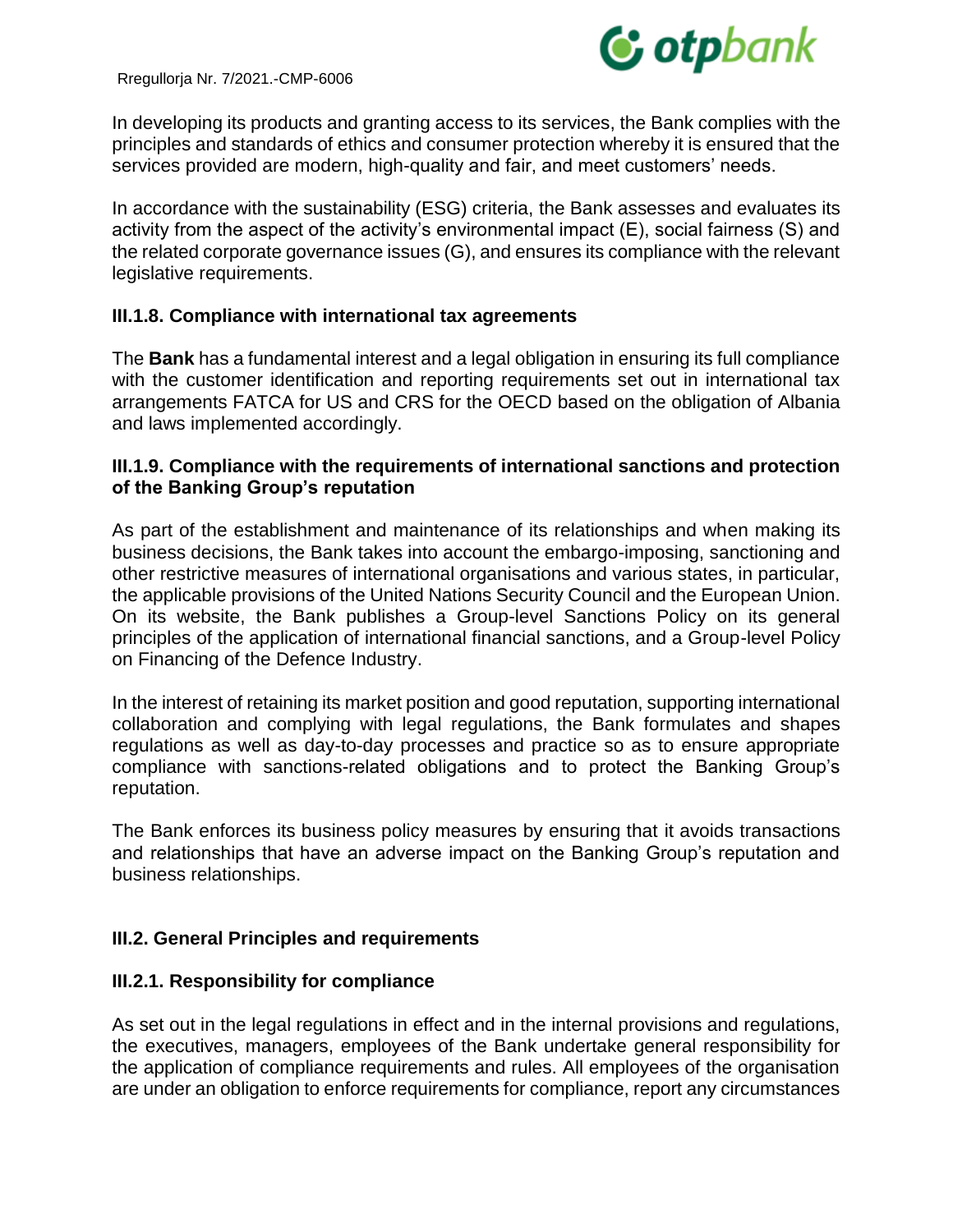In developing its products and granting access to its services, the Bank complies with the principles and standards of ethics and consumer protection whereby it is ensured that the services provided are modern, high-quality and fair, and meet customers' needs.

In accordance with the sustainability (ESG) criteria, the Bank assesses and evaluates its activity from the aspect of the activity's environmental impact (E), social fairness (S) and the related corporate governance issues (G), and ensures its compliance with the relevant legislative requirements.

### III.1.8. Compliance with international tax agreements

The **Bank** has a fundamental interest and a legal obligation in ensuring its full compliance with the customer identification and reporting requirements set out in international tax arrangements FATCA for US and CRS for the OECD based on the obligation of Albania and laws implemented accordingly.

### III.1.9. Compliance with the requirements of international sanctions and protection of the Banking Group's reputation

As part of the establishment and maintenance of its relationships and when making its business decisions, the Bank takes into account the embargo-imposing, sanctioning and other restrictive measures of international organisations and various states, in particular, the applicable provisions of the United Nations Security Council and the European Union. On its website, the Bank publishes a Group-level Sanctions Policy on its general principles of the application of international financial sanctions, and a Group-level Policy on Financing of the Defence Industry.

In the interest of retaining its market position and good reputation, supporting international collaboration and complying with legal regulations, the Bank formulates and shapes regulations as well as day-to-day processes and practice so as to ensure appropriate compliance with sanctions-related obligations and to protect the Banking Group's reputation.

The Bank enforces its business policy measures by ensuring that it avoids transactions and relationships that have an adverse impact on the Banking Group's reputation and business relationships.

## III.2. General Principles and requirements

### III.2.1. Responsibility for compliance

As set out in the legal regulations in effect and in the internal provisions and regulations, the executives, managers, employees of the Bank undertake general responsibility for the application of compliance requirements and rules. All employees of the organisation are under an obligation to enforce requirements for compliance, report any circumstances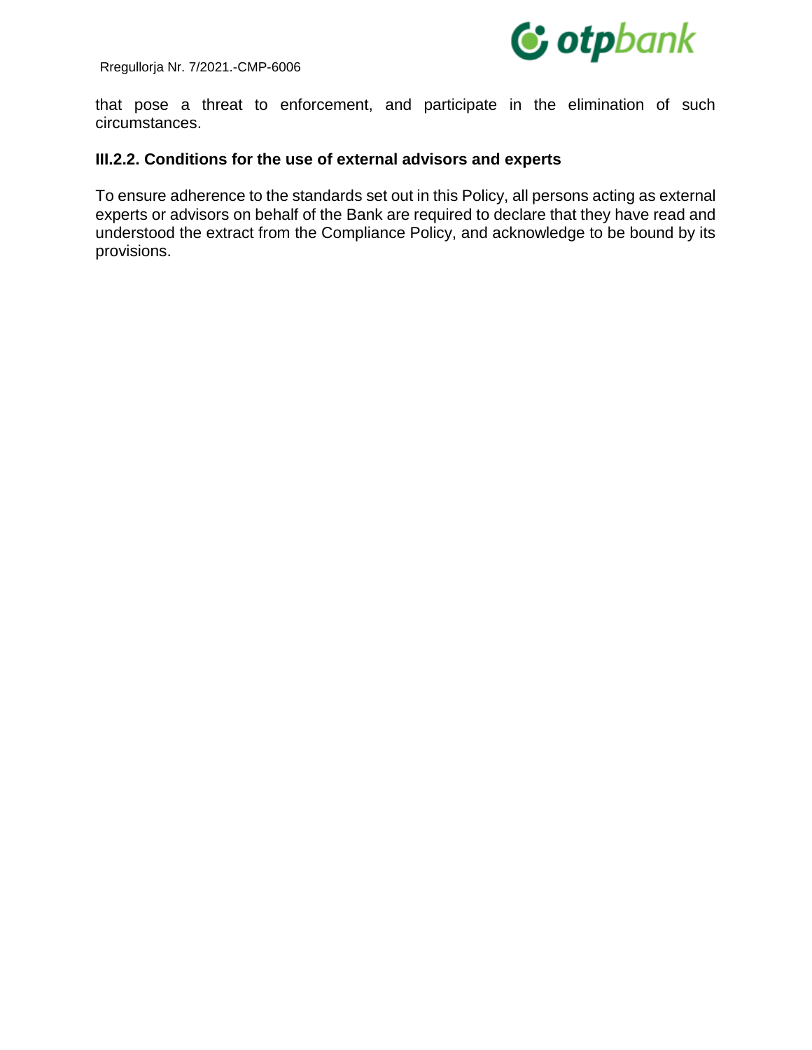that pose a threat to enforcement, and participate in the elimination of such circumstances.

### III.2.2. Conditions for the use of external advisors and experts

To ensure adherence to the standards set out in this Policy, all persons acting as external experts or advisors on behalf of the Bank are required to declare that they have read and understood the extract from the Compliance Policy, and acknowledge to be bound by its provisions.